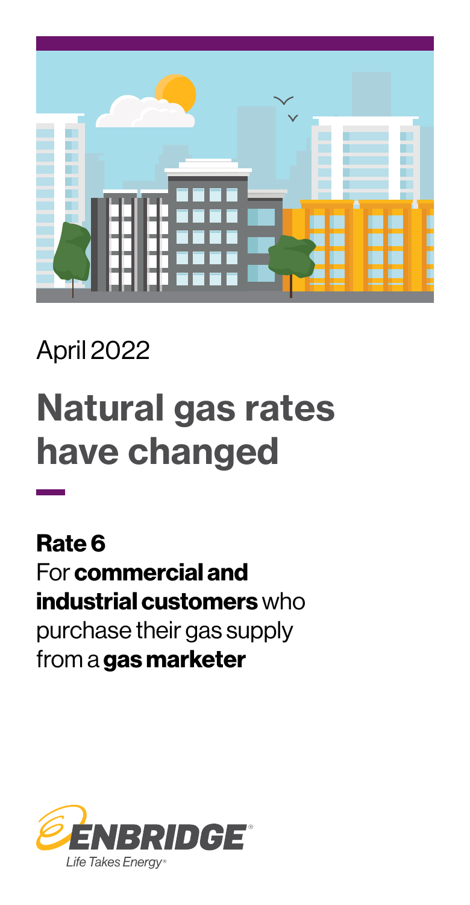April 2022

# Natural gas rates have changed

**Rate 6**
For **commercial and industrial customers** who purchase their gas supply from a **gas marketer**

ENBRIDGE®
Life Takes Energy®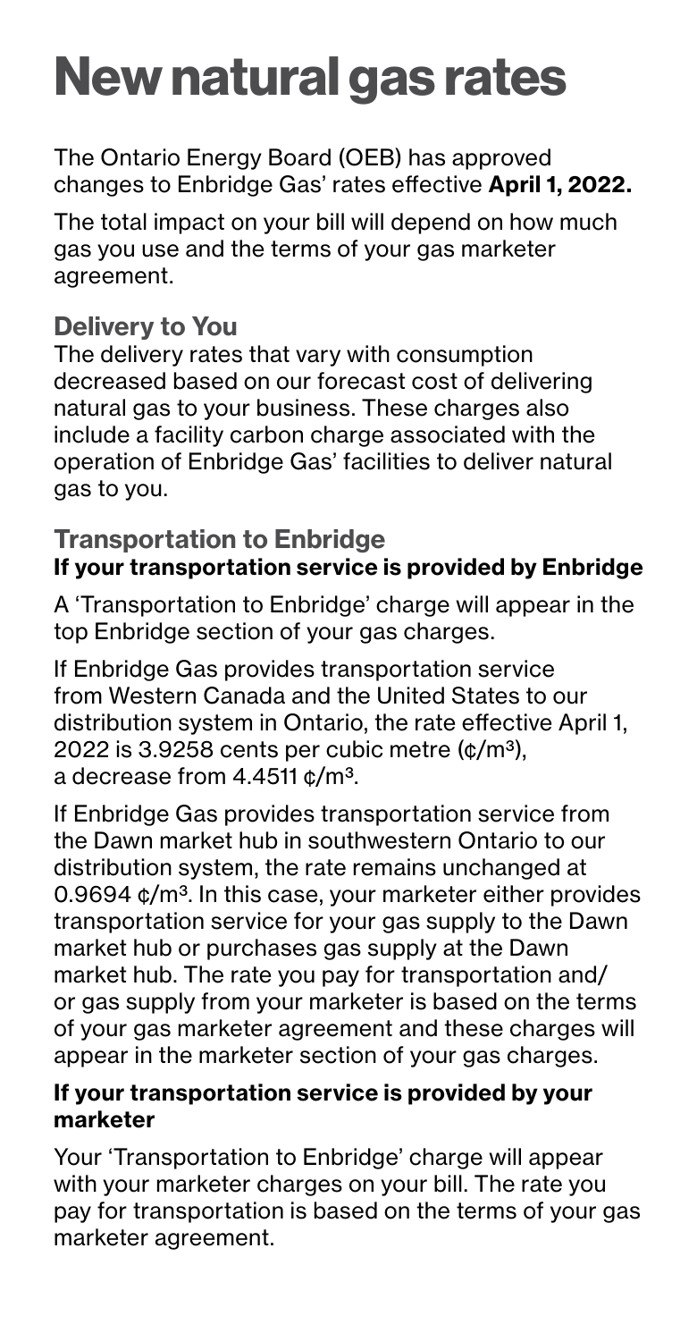# New natural gas rates

The Ontario Energy Board (OEB) has approved changes to Enbridge Gas' rates effective **April 1, 2022.**

The total impact on your bill will depend on how much gas you use and the terms of your gas marketer agreement.

## Delivery to You

The delivery rates that vary with consumption decreased based on our forecast cost of delivering natural gas to your business. These charges also include a facility carbon charge associated with the operation of Enbridge Gas' facilities to deliver natural gas to you.

## Transportation to Enbridge

### If your transportation service is provided by Enbridge

A 'Transportation to Enbridge' charge will appear in the top Enbridge section of your gas charges.

If Enbridge Gas provides transportation service from Western Canada and the United States to our distribution system in Ontario, the rate effective April 1, 2022 is 3.9258 cents per cubic metre (¢/$m^3$), a decrease from 4.4511 ¢/$m^3$.

If Enbridge Gas provides transportation service from the Dawn market hub in southwestern Ontario to our distribution system, the rate remains unchanged at 0.9694 ¢/$m^3$. In this case, your marketer either provides transportation service for your gas supply to the Dawn market hub or purchases gas supply at the Dawn market hub. The rate you pay for transportation and/or gas supply from your marketer is based on the terms of your gas marketer agreement and these charges will appear in the marketer section of your gas charges.

### If your transportation service is provided by your marketer

Your 'Transportation to Enbridge' charge will appear with your marketer charges on your bill. The rate you pay for transportation is based on the terms of your gas marketer agreement.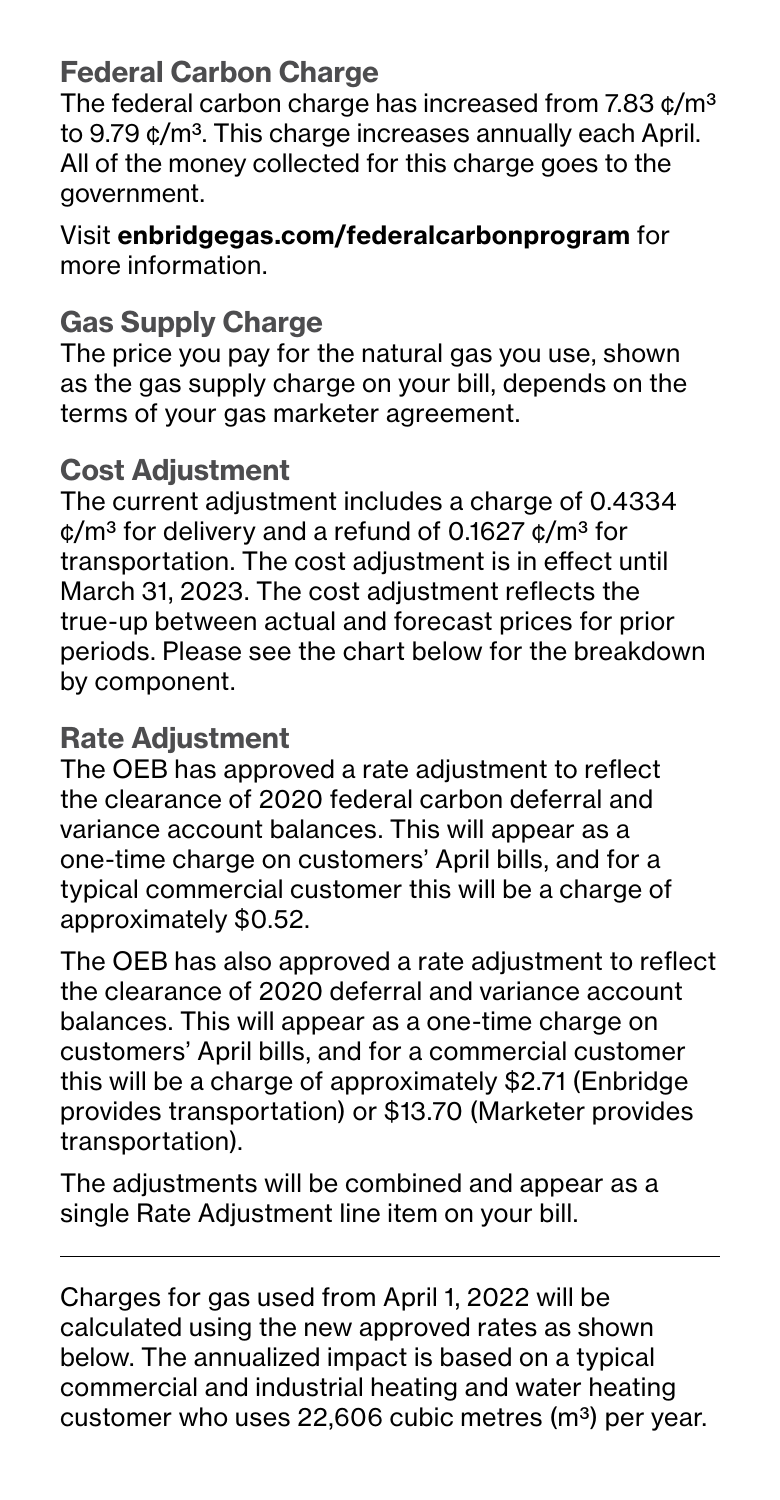## Federal Carbon Charge

The federal carbon charge has increased from 7.83 ¢/m³ to 9.79 ¢/m³. This charge increases annually each April. All of the money collected for this charge goes to the government.

Visit **enbridgegas.com/federalcarbonprogram** for more information.

## Gas Supply Charge

The price you pay for the natural gas you use, shown as the gas supply charge on your bill, depends on the terms of your gas marketer agreement.

## Cost Adjustment

The current adjustment includes a charge of 0.4334 ¢/m³ for delivery and a refund of 0.1627 ¢/m³ for transportation. The cost adjustment is in effect until March 31, 2023. The cost adjustment reflects the true-up between actual and forecast prices for prior periods. Please see the chart below for the breakdown by component.

## Rate Adjustment

The OEB has approved a rate adjustment to reflect the clearance of 2020 federal carbon deferral and variance account balances. This will appear as a one-time charge on customers' April bills, and for a typical commercial customer this will be a charge of approximately $0.52.

The OEB has also approved a rate adjustment to reflect the clearance of 2020 deferral and variance account balances. This will appear as a one-time charge on customers' April bills, and for a commercial customer this will be a charge of approximately $2.71 (Enbridge provides transportation) or $13.70 (Marketer provides transportation).

The adjustments will be combined and appear as a single Rate Adjustment line item on your bill.

---

Charges for gas used from April 1, 2022 will be calculated using the new approved rates as shown below. The annualized impact is based on a typical commercial and industrial heating and water heating customer who uses 22,606 cubic metres (m³) per year.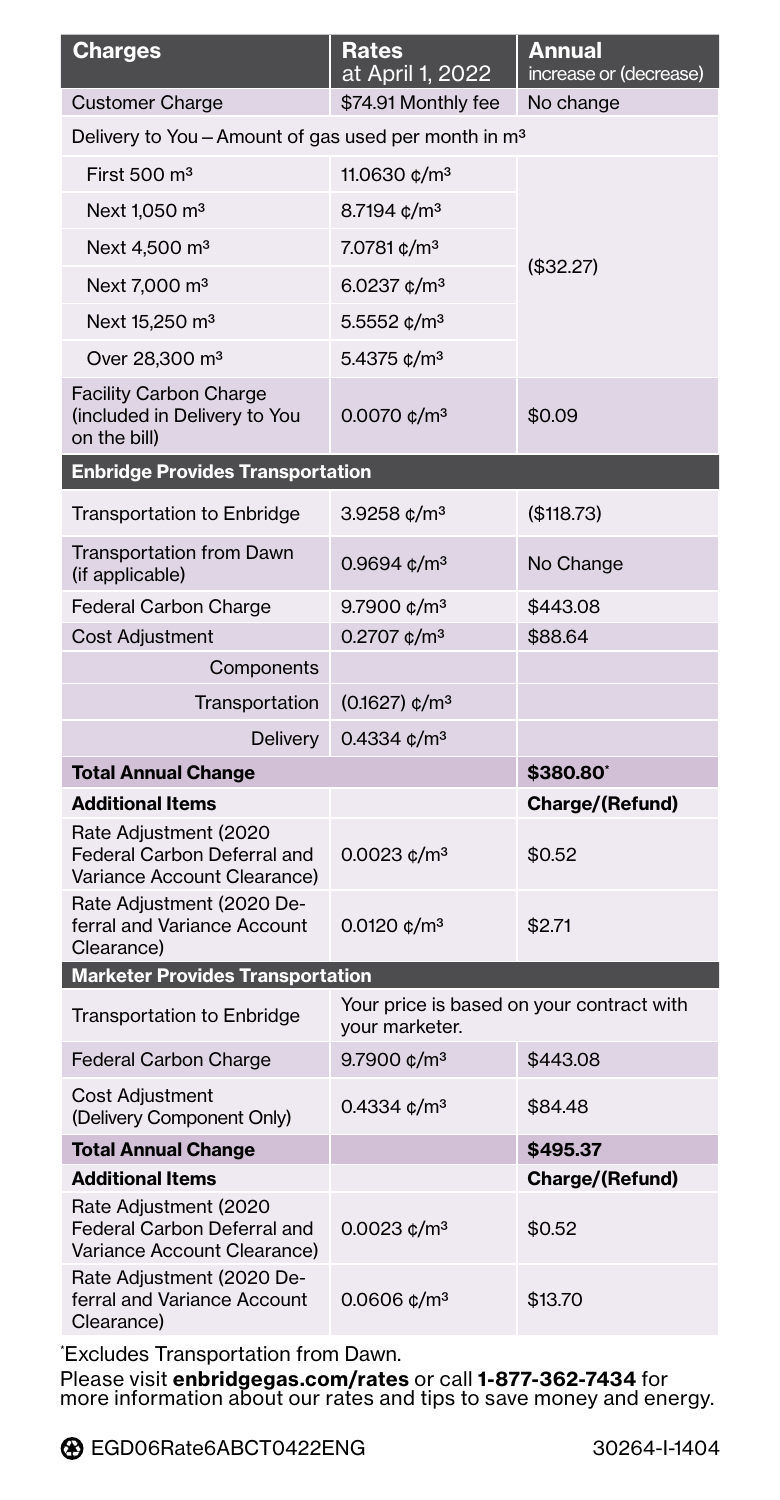| Charges | Rates at April 1, 2022 | Annual increase or (decrease) |
|---|---|---|
| Customer Charge | \$74.91 Monthly fee | No change |
| Delivery to You – Amount of gas used per month in m³ | | |
| First 500 m³ | 11.0630 ¢/m³ | (\$32.27) |
| Next 1,050 m³ | 8.7194 ¢/m³ | |
| Next 4,500 m³ | 7.0781 ¢/m³ | |
| Next 7,000 m³ | 6.0237 ¢/m³ | |
| Next 15,250 m³ | 5.5552 ¢/m³ | |
| Over 28,300 m³ | 5.4375 ¢/m³ | |
| Facility Carbon Charge (included in Delivery to You on the bill) | 0.0070 ¢/m³ | \$0.09 |
| **Enbridge Provides Transportation** | | |
| Transportation to Enbridge | 3.9258 ¢/m³ | (\$118.73) |
| Transportation from Dawn (if applicable) | 0.9694 ¢/m³ | No Change |
| Federal Carbon Charge | 9.7900 ¢/m³ | \$443.08 |
| Cost Adjustment | 0.2707 ¢/m³ | \$88.64 |
| Components | | |
| Transportation | (0.1627) ¢/m³ | |
| Delivery | 0.4334 ¢/m³ | |
| **Total Annual Change** | | **\$380.80*** |
| **Additional Items** | | **Charge/(Refund)** |
| Rate Adjustment (2020 Federal Carbon Deferral and Variance Account Clearance) | 0.0023 ¢/m³ | \$0.52 |
| Rate Adjustment (2020 Deferral and Variance Account Clearance) | 0.0120 ¢/m³ | \$2.71 |
| **Marketer Provides Transportation** | | |
| Transportation to Enbridge | Your price is based on your contract with your marketer. | |
| Federal Carbon Charge | 9.7900 ¢/m³ | \$443.08 |
| Cost Adjustment (Delivery Component Only) | 0.4334 ¢/m³ | \$84.48 |
| **Total Annual Change** | | **\$495.37** |
| **Additional Items** | | **Charge/(Refund)** |
| Rate Adjustment (2020 Federal Carbon Deferral and Variance Account Clearance) | 0.0023 ¢/m³ | \$0.52 |
| Rate Adjustment (2020 Deferral and Variance Account Clearance) | 0.0606 ¢/m³ | \$13.70 |

*Excludes Transportation from Dawn.

Please visit **enbridgegas.com/rates** or call **1-877-362-7434** for more information about our rates and tips to save money and energy.

EGD06Rate6ABCT0422ENG

30264-I-1404